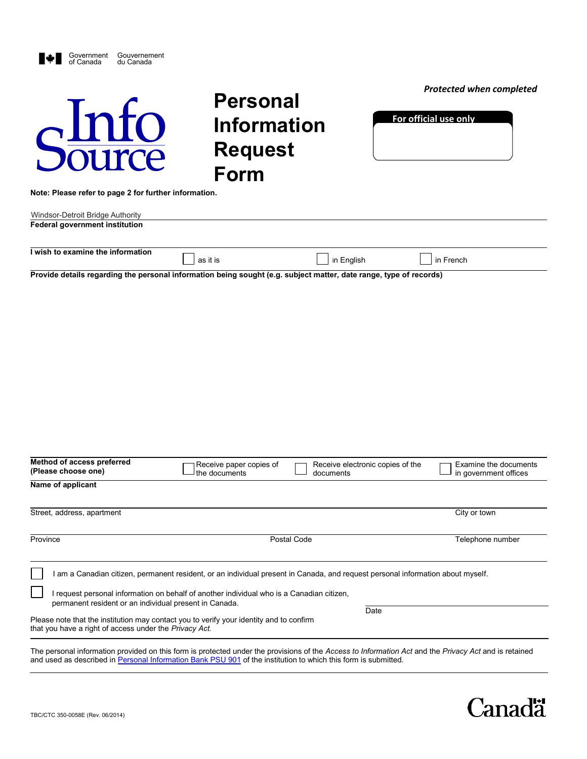Government of Canada / Gouvernement du Canada

*Protected when completed*

**Info Source**

# Personal Information Request Form

**For official use only**

**Note: Please refer to page 2 for further information.**

Windsor-Detroit Bridge Authority

**Federal government institution**

**I wish to examine the information** ☐ as it is ☐ in English ☐ in French

**Provide details regarding the personal information being sought (e.g. subject matter, date range, type of records)**

**Method of access preferred (Please choose one)** ☐ Receive paper copies of the documents ☐ Receive electronic copies of the documents ☐ Examine the documents in government offices

**Name of applicant**

Street, address, apartment | City or town

Province | Postal Code | Telephone number

☐ I am a Canadian citizen, permanent resident, or an individual present in Canada, and request personal information about myself.

☐ I request personal information on behalf of another individual who is a Canadian citizen, permanent resident or an individual present in Canada.

Date

Please note that the institution may contact you to verify your identity and to confirm that you have a right of access under the *Privacy Act.*

The personal information provided on this form is protected under the provisions of the *Access to Information Act* and the *Privacy Act* and is retained and used as described in Personal Information Bank PSU 901 of the institution to which this form is submitted.

TBC/CTC 350-0058E (Rev. 06/2014)

Canada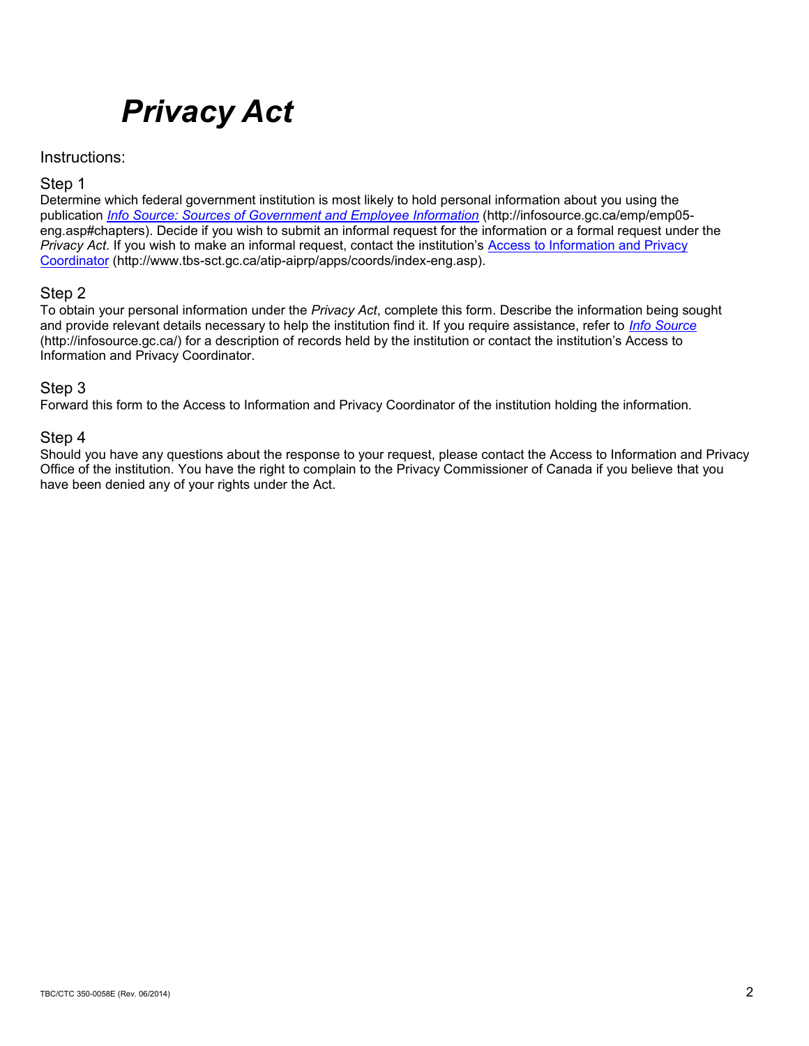# *Privacy Act*

Instructions:

## Step 1

Determine which federal government institution is most likely to hold personal information about you using the publication [*Info Source: Sources of Government and Employee Information*](http://infosource.gc.ca/emp/emp05-eng.asp#chapters) (http://infosource.gc.ca/emp/emp05-eng.asp#chapters). Decide if you wish to submit an informal request for the information or a formal request under the *Privacy Act*. If you wish to make an informal request, contact the institution's [Access to Information and Privacy Coordinator](http://www.tbs-sct.gc.ca/atip-aiprp/apps/coords/index-eng.asp) (http://www.tbs-sct.gc.ca/atip-aiprp/apps/coords/index-eng.asp).

## Step 2

To obtain your personal information under the *Privacy Act*, complete this form. Describe the information being sought and provide relevant details necessary to help the institution find it. If you require assistance, refer to [*Info Source*](http://infosource.gc.ca/) (http://infosource.gc.ca/) for a description of records held by the institution or contact the institution's Access to Information and Privacy Coordinator.

## Step 3

Forward this form to the Access to Information and Privacy Coordinator of the institution holding the information.

## Step 4

Should you have any questions about the response to your request, please contact the Access to Information and Privacy Office of the institution. You have the right to complain to the Privacy Commissioner of Canada if you believe that you have been denied any of your rights under the Act.

TBC/CTC 350-0058E (Rev. 06/2014)